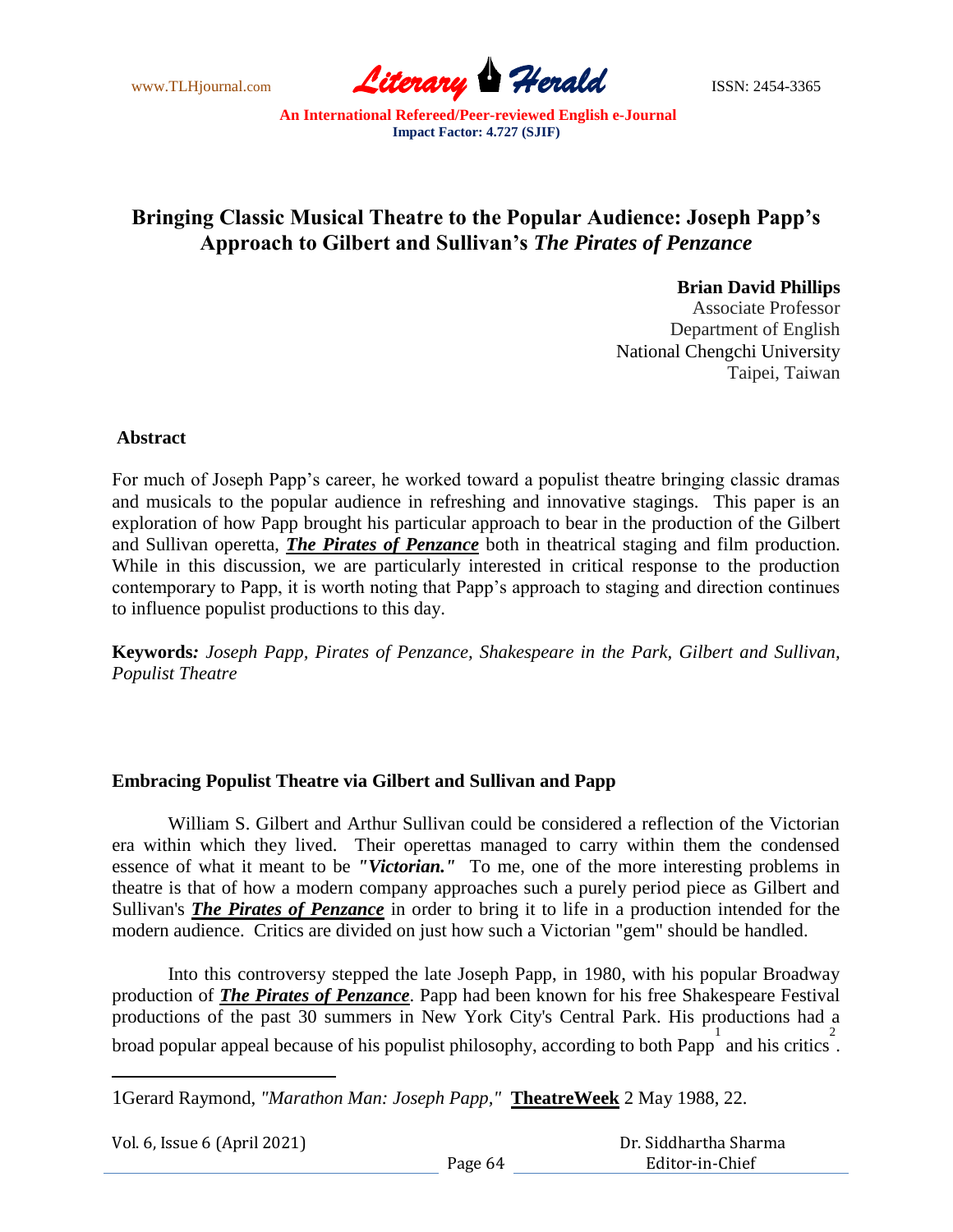# Bringing Classic Musical Theatre to the Popular Audience: Joseph Papp's Approach to Gilbert and Sullivan's *The Pirates of Penzance*

**Brian David Phillips**
Associate Professor
Department of English
National Chengchi University
Taipei, Taiwan

## Abstract

For much of Joseph Papp's career, he worked toward a populist theatre bringing classic dramas and musicals to the popular audience in refreshing and innovative stagings. This paper is an exploration of how Papp brought his particular approach to bear in the production of the Gilbert and Sullivan operetta, ***The Pirates of Penzance*** both in theatrical staging and film production. While in this discussion, we are particularly interested in critical response to the production contemporary to Papp, it is worth noting that Papp's approach to staging and direction continues to influence populist productions to this day.

**Keywords:** *Joseph Papp, Pirates of Penzance, Shakespeare in the Park, Gilbert and Sullivan, Populist Theatre*

## Embracing Populist Theatre via Gilbert and Sullivan and Papp

William S. Gilbert and Arthur Sullivan could be considered a reflection of the Victorian era within which they lived. Their operettas managed to carry within them the condensed essence of what it meant to be ***"Victorian."*** To me, one of the more interesting problems in theatre is that of how a modern company approaches such a purely period piece as Gilbert and Sullivan's ***The Pirates of Penzance*** in order to bring it to life in a production intended for the modern audience. Critics are divided on just how such a Victorian "gem" should be handled.

Into this controversy stepped the late Joseph Papp, in 1980, with his popular Broadway production of ***The Pirates of Penzance***. Papp had been known for his free Shakespeare Festival productions of the past 30 summers in New York City's Central Park. His productions had a broad popular appeal because of his populist philosophy, according to both Papp [1] and his critics [2].

---

1Gerard Raymond, *"Marathon Man: Joseph Papp,"* **TheatreWeek** 2 May 1988, 22.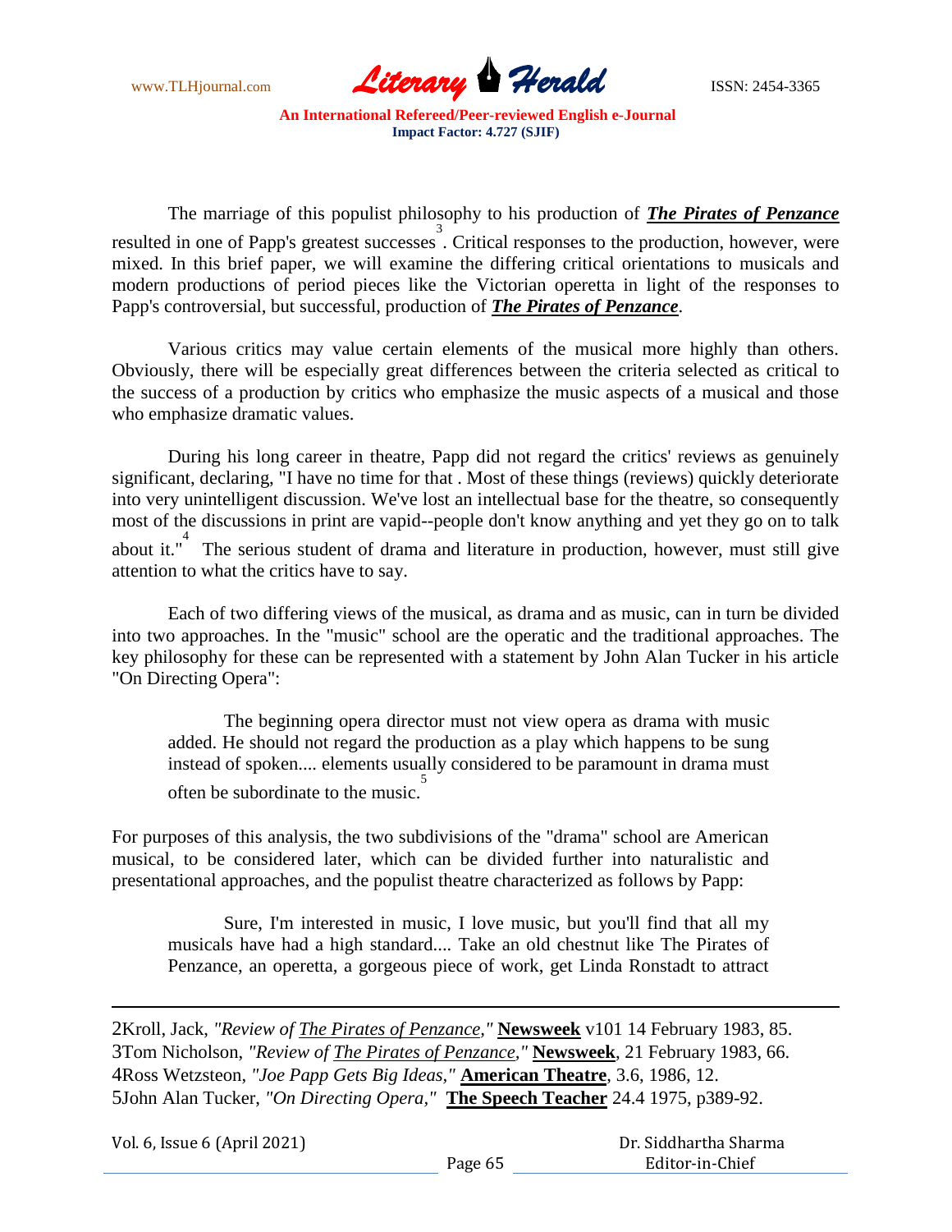The marriage of this populist philosophy to his production of ***The Pirates of Penzance*** resulted in one of Papp's greatest successes[3]. Critical responses to the production, however, were mixed. In this brief paper, we will examine the differing critical orientations to musicals and modern productions of period pieces like the Victorian operetta in light of the responses to Papp's controversial, but successful, production of ***The Pirates of Penzance***.

Various critics may value certain elements of the musical more highly than others. Obviously, there will be especially great differences between the criteria selected as critical to the success of a production by critics who emphasize the music aspects of a musical and those who emphasize dramatic values.

During his long career in theatre, Papp did not regard the critics' reviews as genuinely significant, declaring, "I have no time for that . Most of these things (reviews) quickly deteriorate into very unintelligent discussion. We've lost an intellectual base for the theatre, so consequently most of the discussions in print are vapid--people don't know anything and yet they go on to talk about it."[4] The serious student of drama and literature in production, however, must still give attention to what the critics have to say.

Each of two differing views of the musical, as drama and as music, can in turn be divided into two approaches. In the "music" school are the operatic and the traditional approaches. The key philosophy for these can be represented with a statement by John Alan Tucker in his article "On Directing Opera":

> The beginning opera director must not view opera as drama with music added. He should not regard the production as a play which happens to be sung instead of spoken.... elements usually considered to be paramount in drama must often be subordinate to the music.[5]

For purposes of this analysis, the two subdivisions of the "drama" school are American musical, to be considered later, which can be divided further into naturalistic and presentational approaches, and the populist theatre characterized as follows by Papp:

> Sure, I'm interested in music, I love music, but you'll find that all my musicals have had a high standard.... Take an old chestnut like The Pirates of Penzance, an operetta, a gorgeous piece of work, get Linda Ronstadt to attract

---

2Kroll, Jack, *"Review of The Pirates of Penzance,"* **Newsweek** v101 14 February 1983, 85.
3Tom Nicholson, *"Review of The Pirates of Penzance,"* **Newsweek**, 21 February 1983, 66.
4Ross Wetzsteon, *"Joe Papp Gets Big Ideas,"* **American Theatre**, 3.6, 1986, 12.
5John Alan Tucker, *"On Directing Opera,"* **The Speech Teacher** 24.4 1975, p389-92.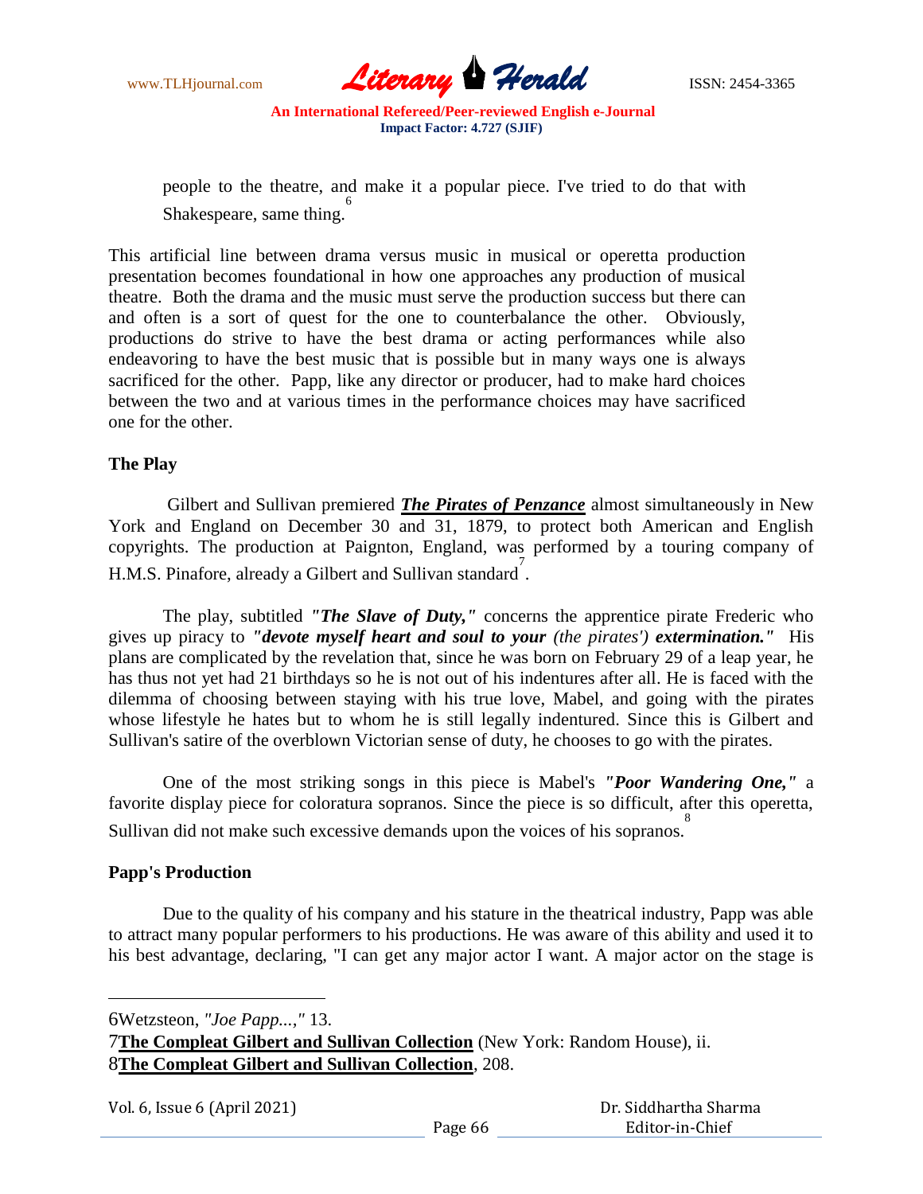people to the theatre, and make it a popular piece. I've tried to do that with Shakespeare, same thing.[6]

This artificial line between drama versus music in musical or operetta production presentation becomes foundational in how one approaches any production of musical theatre. Both the drama and the music must serve the production success but there can and often is a sort of quest for the one to counterbalance the other. Obviously, productions do strive to have the best drama or acting performances while also endeavoring to have the best music that is possible but in many ways one is always sacrificed for the other. Papp, like any director or producer, had to make hard choices between the two and at various times in the performance choices may have sacrificed one for the other.

## The Play

Gilbert and Sullivan premiered ***The Pirates of Penzance*** almost simultaneously in New York and England on December 30 and 31, 1879, to protect both American and English copyrights. The production at Paignton, England, was performed by a touring company of H.M.S. Pinafore, already a Gilbert and Sullivan standard[7].

The play, subtitled ***"The Slave of Duty,"*** concerns the apprentice pirate Frederic who gives up piracy to ***"devote myself heart and soul to your*** *(the pirates')* ***extermination."*** His plans are complicated by the revelation that, since he was born on February 29 of a leap year, he has thus not yet had 21 birthdays so he is not out of his indentures after all. He is faced with the dilemma of choosing between staying with his true love, Mabel, and going with the pirates whose lifestyle he hates but to whom he is still legally indentured. Since this is Gilbert and Sullivan's satire of the overblown Victorian sense of duty, he chooses to go with the pirates.

One of the most striking songs in this piece is Mabel's ***"Poor Wandering One,"*** a favorite display piece for coloratura sopranos. Since the piece is so difficult, after this operetta, Sullivan did not make such excessive demands upon the voices of his sopranos.[8]

## Papp's Production

Due to the quality of his company and his stature in the theatrical industry, Papp was able to attract many popular performers to his productions. He was aware of this ability and used it to his best advantage, declaring, "I can get any major actor I want. A major actor on the stage is

---

6Wetzsteon, *"Joe Papp...,"* 13.

7**The Compleat Gilbert and Sullivan Collection** (New York: Random House), ii.

8**The Compleat Gilbert and Sullivan Collection**, 208.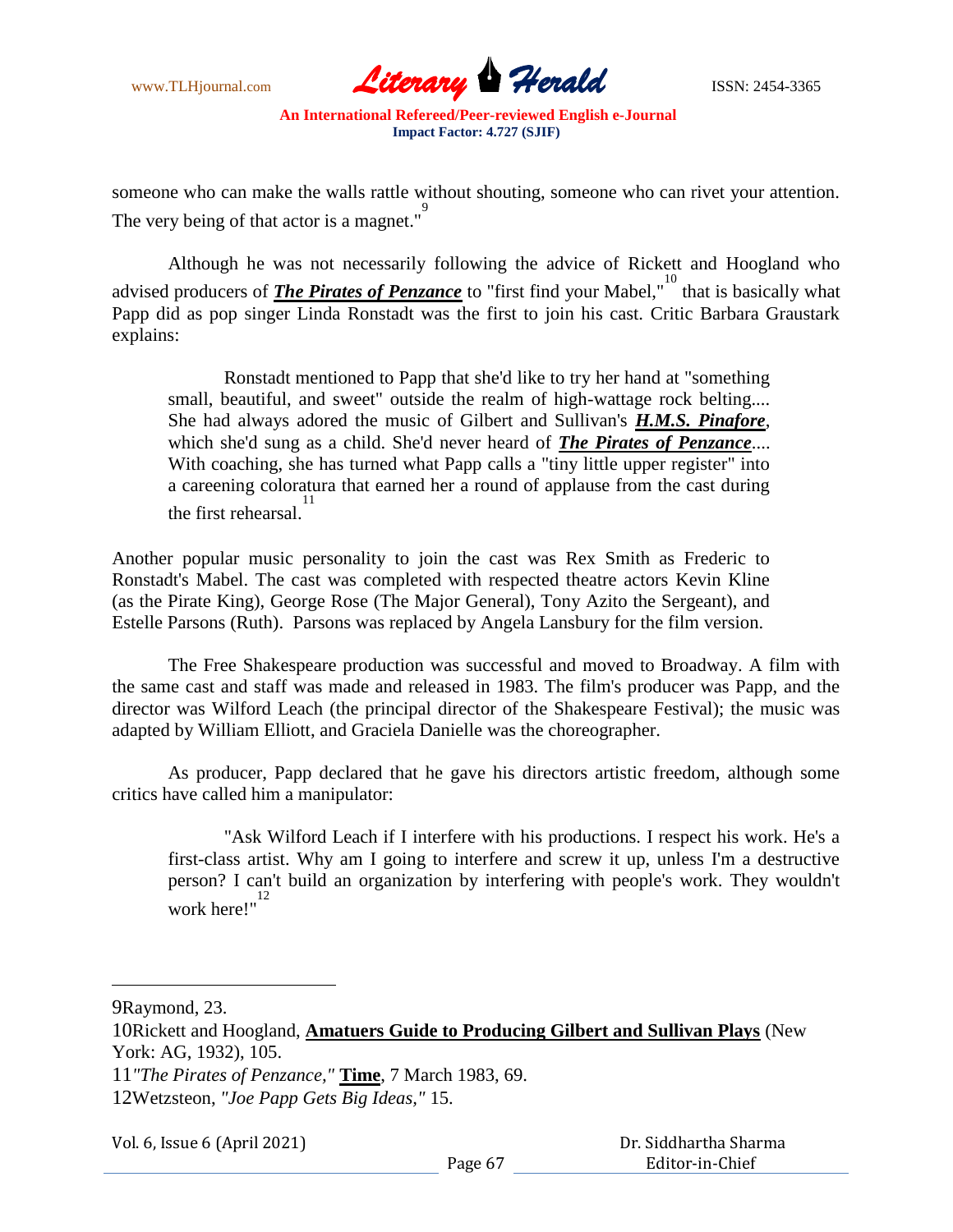someone who can make the walls rattle without shouting, someone who can rivet your attention. The very being of that actor is a magnet."[9]

Although he was not necessarily following the advice of Rickett and Hoogland who advised producers of ***The Pirates of Penzance*** to "first find your Mabel,"[10] that is basically what Papp did as pop singer Linda Ronstadt was the first to join his cast. Critic Barbara Graustark explains:

> Ronstadt mentioned to Papp that she'd like to try her hand at "something small, beautiful, and sweet" outside the realm of high-wattage rock belting.... She had always adored the music of Gilbert and Sullivan's ***H.M.S. Pinafore***, which she'd sung as a child. She'd never heard of ***The Pirates of Penzance***.... With coaching, she has turned what Papp calls a "tiny little upper register" into a careening coloratura that earned her a round of applause from the cast during the first rehearsal.[11]

Another popular music personality to join the cast was Rex Smith as Frederic to Ronstadt's Mabel. The cast was completed with respected theatre actors Kevin Kline (as the Pirate King), George Rose (The Major General), Tony Azito the Sergeant), and Estelle Parsons (Ruth). Parsons was replaced by Angela Lansbury for the film version.

The Free Shakespeare production was successful and moved to Broadway. A film with the same cast and staff was made and released in 1983. The film's producer was Papp, and the director was Wilford Leach (the principal director of the Shakespeare Festival); the music was adapted by William Elliott, and Graciela Danielle was the choreographer.

As producer, Papp declared that he gave his directors artistic freedom, although some critics have called him a manipulator:

> "Ask Wilford Leach if I interfere with his productions. I respect his work. He's a first-class artist. Why am I going to interfere and screw it up, unless I'm a destructive person? I can't build an organization by interfering with people's work. They wouldn't work here!"[12]

---

9Raymond, 23.

10Rickett and Hoogland, **Amatuers Guide to Producing Gilbert and Sullivan Plays** (New York: AG, 1932), 105.

11*"The Pirates of Penzance,"* **Time**, 7 March 1983, 69.

12Wetzsteon, *"Joe Papp Gets Big Ideas,"* 15.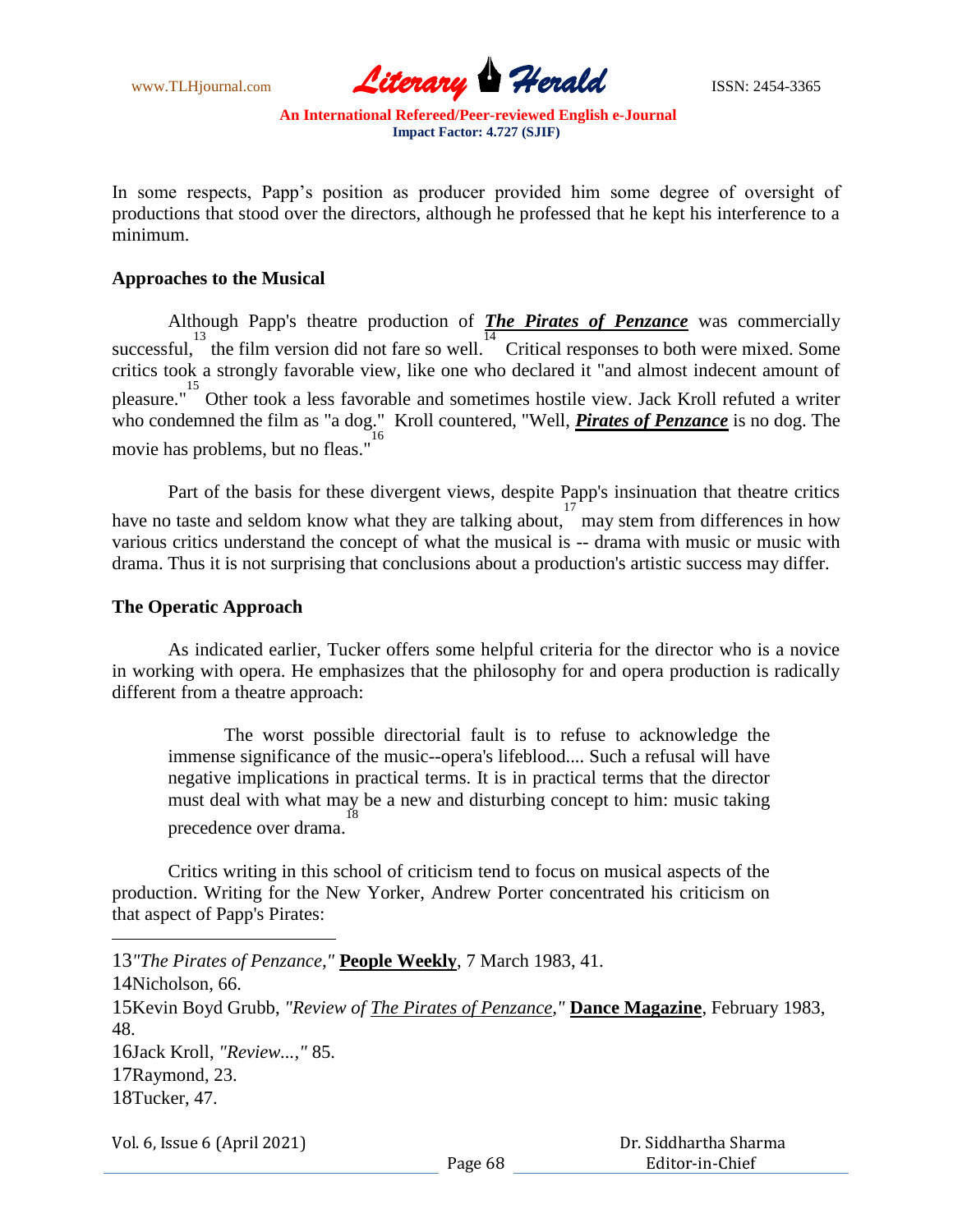In some respects, Papp's position as producer provided him some degree of oversight of productions that stood over the directors, although he professed that he kept his interference to a minimum.

**Approaches to the Musical**

Although Papp's theatre production of ***The Pirates of Penzance*** was commercially successful,[13] the film version did not fare so well.[14] Critical responses to both were mixed. Some critics took a strongly favorable view, like one who declared it "and almost indecent amount of pleasure."[15] Other took a less favorable and sometimes hostile view. Jack Kroll refuted a writer who condemned the film as "a dog." Kroll countered, "Well, ***Pirates of Penzance*** is no dog. The movie has problems, but no fleas."[16]

Part of the basis for these divergent views, despite Papp's insinuation that theatre critics have no taste and seldom know what they are talking about,[17] may stem from differences in how various critics understand the concept of what the musical is -- drama with music or music with drama. Thus it is not surprising that conclusions about a production's artistic success may differ.

**The Operatic Approach**

As indicated earlier, Tucker offers some helpful criteria for the director who is a novice in working with opera. He emphasizes that the philosophy for and opera production is radically different from a theatre approach:

> The worst possible directorial fault is to refuse to acknowledge the immense significance of the music--opera's lifeblood.... Such a refusal will have negative implications in practical terms. It is in practical terms that the director must deal with what may be a new and disturbing concept to him: music taking precedence over drama.[18]

Critics writing in this school of criticism tend to focus on musical aspects of the production. Writing for the New Yorker, Andrew Porter concentrated his criticism on that aspect of Papp's Pirates:

---

13*"The Pirates of Penzance,"* **People Weekly**, 7 March 1983, 41.

14Nicholson, 66.

15Kevin Boyd Grubb, *"Review of The Pirates of Penzance,"* **Dance Magazine**, February 1983, 48.

16Jack Kroll, *"Review...,"* 85.

17Raymond, 23.

18Tucker, 47.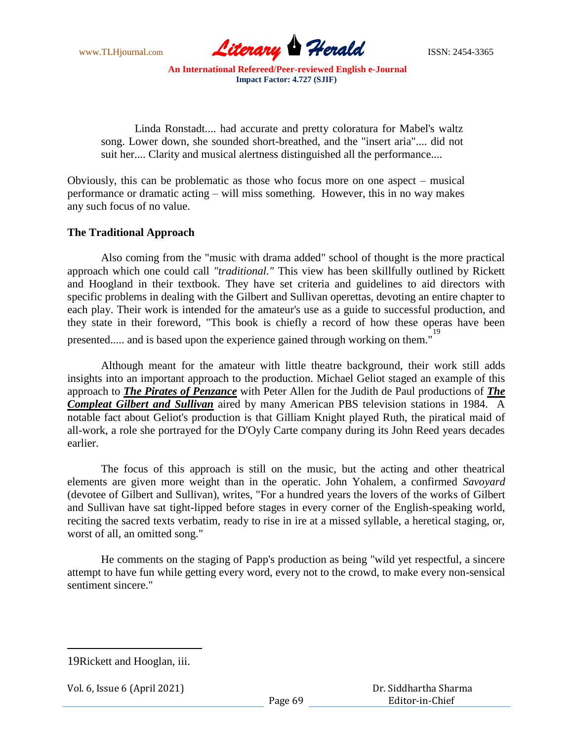Linda Ronstadt.... had accurate and pretty coloratura for Mabel's waltz song. Lower down, she sounded short-breathed, and the "insert aria".... did not suit her.... Clarity and musical alertness distinguished all the performance....

Obviously, this can be problematic as those who focus more on one aspect – musical performance or dramatic acting – will miss something. However, this in no way makes any such focus of no value.

## The Traditional Approach

Also coming from the "music with drama added" school of thought is the more practical approach which one could call *"traditional."* This view has been skillfully outlined by Rickett and Hoogland in their textbook. They have set criteria and guidelines to aid directors with specific problems in dealing with the Gilbert and Sullivan operettas, devoting an entire chapter to each play. Their work is intended for the amateur's use as a guide to successful production, and they state in their foreword, "This book is chiefly a record of how these operas have been presented..... and is based upon the experience gained through working on them."[19]

Although meant for the amateur with little theatre background, their work still adds insights into an important approach to the production. Michael Geliot staged an example of this approach to ***The Pirates of Penzance*** with Peter Allen for the Judith de Paul productions of ***The Compleat Gilbert and Sullivan*** aired by many American PBS television stations in 1984. A notable fact about Geliot's production is that Gilliam Knight played Ruth, the piratical maid of all-work, a role she portrayed for the D'Oyly Carte company during its John Reed years decades earlier.

The focus of this approach is still on the music, but the acting and other theatrical elements are given more weight than in the operatic. John Yohalem, a confirmed *Savoyard* (devotee of Gilbert and Sullivan), writes, "For a hundred years the lovers of the works of Gilbert and Sullivan have sat tight-lipped before stages in every corner of the English-speaking world, reciting the sacred texts verbatim, ready to rise in ire at a missed syllable, a heretical staging, or, worst of all, an omitted song."

He comments on the staging of Papp's production as being "wild yet respectful, a sincere attempt to have fun while getting every word, every not to the crowd, to make every non-sensical sentiment sincere."

---

19Rickett and Hooglan, iii.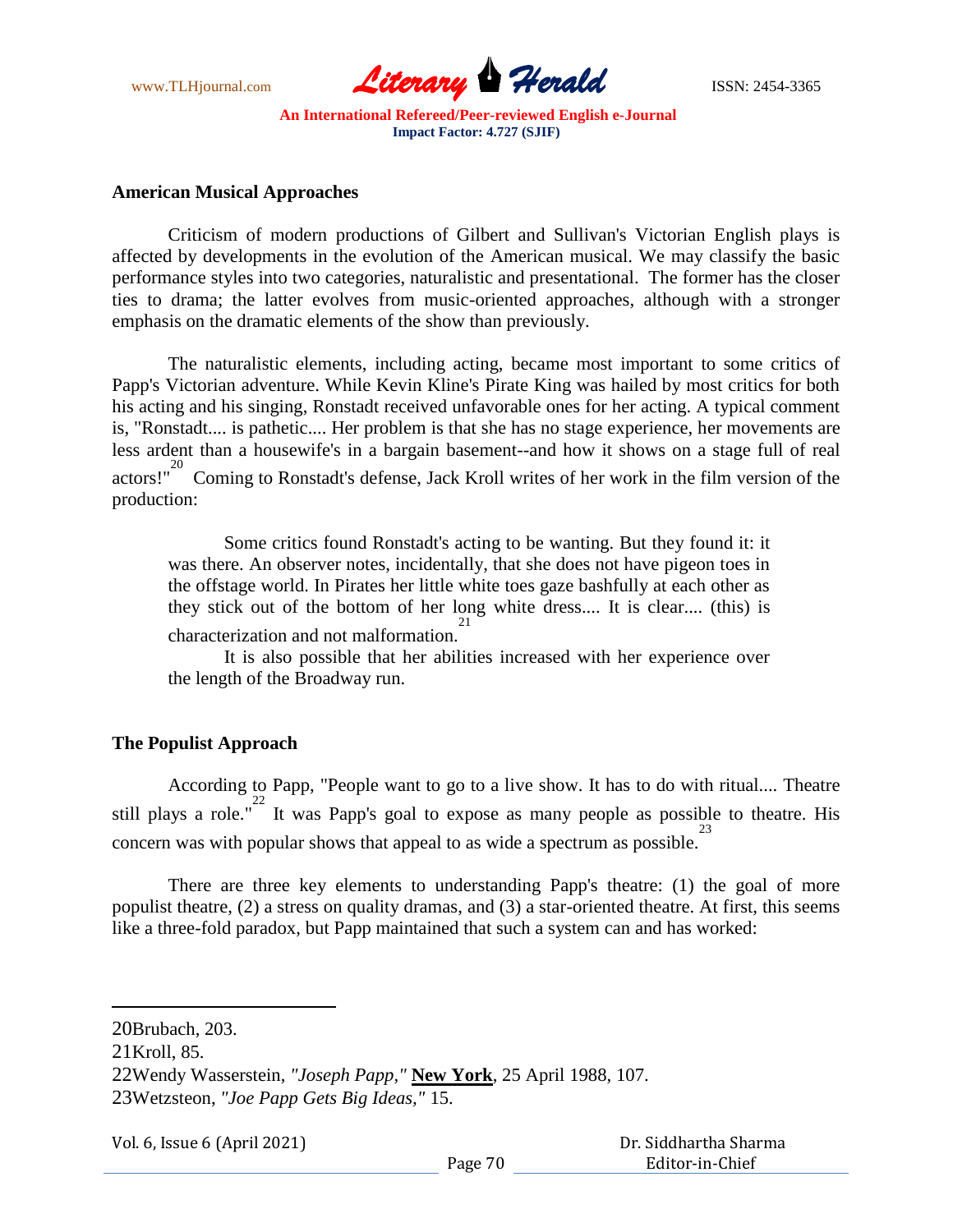## American Musical Approaches

Criticism of modern productions of Gilbert and Sullivan's Victorian English plays is affected by developments in the evolution of the American musical. We may classify the basic performance styles into two categories, naturalistic and presentational. The former has the closer ties to drama; the latter evolves from music-oriented approaches, although with a stronger emphasis on the dramatic elements of the show than previously.

The naturalistic elements, including acting, became most important to some critics of Papp's Victorian adventure. While Kevin Kline's Pirate King was hailed by most critics for both his acting and his singing, Ronstadt received unfavorable ones for her acting. A typical comment is, "Ronstadt.... is pathetic.... Her problem is that she has no stage experience, her movements are less ardent than a housewife's in a bargain basement--and how it shows on a stage full of real actors!"[20] Coming to Ronstadt's defense, Jack Kroll writes of her work in the film version of the production:

> Some critics found Ronstadt's acting to be wanting. But they found it: it was there. An observer notes, incidentally, that she does not have pigeon toes in the offstage world. In Pirates her little white toes gaze bashfully at each other as they stick out of the bottom of her long white dress.... It is clear.... (this) is characterization and not malformation.[21]
>
> It is also possible that her abilities increased with her experience over the length of the Broadway run.

## The Populist Approach

According to Papp, "People want to go to a live show. It has to do with ritual.... Theatre still plays a role."[22] It was Papp's goal to expose as many people as possible to theatre. His concern was with popular shows that appeal to as wide a spectrum as possible.[23]

There are three key elements to understanding Papp's theatre: (1) the goal of more populist theatre, (2) a stress on quality dramas, and (3) a star-oriented theatre. At first, this seems like a three-fold paradox, but Papp maintained that such a system can and has worked:

---

20Brubach, 203.
21Kroll, 85.
22Wendy Wasserstein, *"Joseph Papp,"* **New York**, 25 April 1988, 107.
23Wetzsteon, *"Joe Papp Gets Big Ideas,"* 15.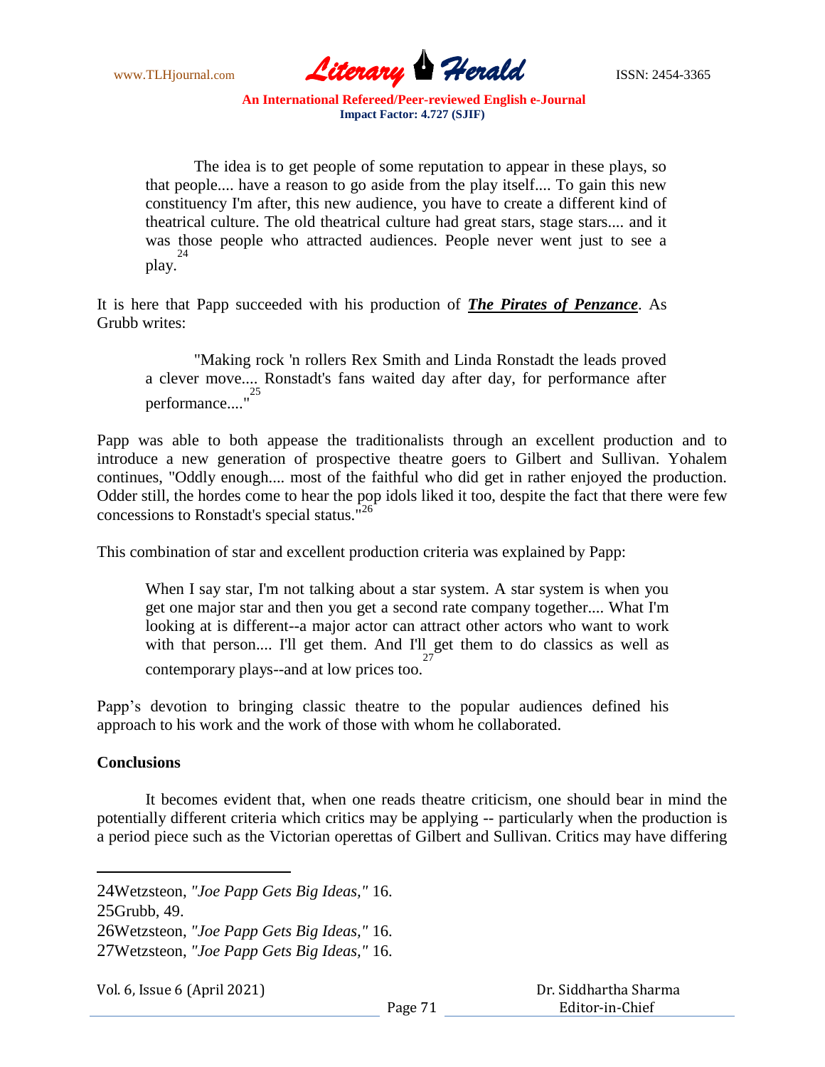> The idea is to get people of some reputation to appear in these plays, so that people.... have a reason to go aside from the play itself.... To gain this new constituency I'm after, this new audience, you have to create a different kind of theatrical culture. The old theatrical culture had great stars, stage stars.... and it was those people who attracted audiences. People never went just to see a play.[24]

It is here that Papp succeeded with his production of ***The Pirates of Penzance***. As Grubb writes:

> "Making rock 'n rollers Rex Smith and Linda Ronstadt the leads proved a clever move.... Ronstadt's fans waited day after day, for performance after performance...."[25]

Papp was able to both appease the traditionalists through an excellent production and to introduce a new generation of prospective theatre goers to Gilbert and Sullivan. Yohalem continues, "Oddly enough.... most of the faithful who did get in rather enjoyed the production. Odder still, the hordes come to hear the pop idols liked it too, despite the fact that there were few concessions to Ronstadt's special status."[26]

This combination of star and excellent production criteria was explained by Papp:

> When I say star, I'm not talking about a star system. A star system is when you get one major star and then you get a second rate company together.... What I'm looking at is different--a major actor can attract other actors who want to work with that person.... I'll get them. And I'll get them to do classics as well as contemporary plays--and at low prices too.[27]

Papp's devotion to bringing classic theatre to the popular audiences defined his approach to his work and the work of those with whom he collaborated.

**Conclusions**

It becomes evident that, when one reads theatre criticism, one should bear in mind the potentially different criteria which critics may be applying -- particularly when the production is a period piece such as the Victorian operettas of Gilbert and Sullivan. Critics may have differing

---

24Wetzsteon, *"Joe Papp Gets Big Ideas,"* 16.

25Grubb, 49.

26Wetzsteon, *"Joe Papp Gets Big Ideas,"* 16.

27Wetzsteon, *"Joe Papp Gets Big Ideas,"* 16.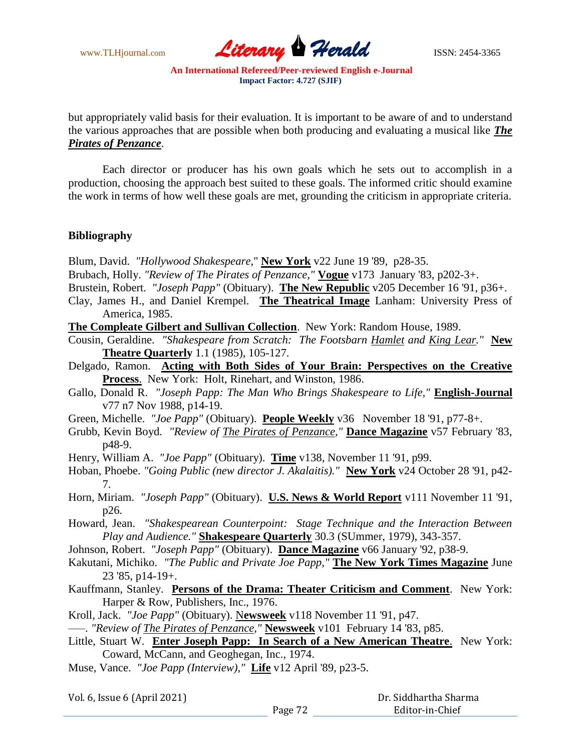but appropriately valid basis for their evaluation. It is important to be aware of and to understand the various approaches that are possible when both producing and evaluating a musical like ***The Pirates of Penzance***.

Each director or producer has his own goals which he sets out to accomplish in a production, choosing the approach best suited to these goals. The informed critic should examine the work in terms of how well these goals are met, grounding the criticism in appropriate criteria.

## Bibliography

Blum, David. *"Hollywood Shakespeare*," **New York** v22 June 19 '89, p28-35.

Brubach, Holly. *"Review of The Pirates of Penzance,"* **Vogue** v173 January '83, p202-3+.

Brustein, Robert. *"Joseph Papp"* (Obituary). **The New Republic** v205 December 16 '91, p36+.

Clay, James H., and Daniel Krempel. **The Theatrical Image** Lanham: University Press of America, 1985.

**The Compleate Gilbert and Sullivan Collection**. New York: Random House, 1989.

Cousin, Geraldine. *"Shakespeare from Scratch: The Footsbarn Hamlet and King Lear."* **New Theatre Quarterly** 1.1 (1985), 105-127.

Delgado, Ramon. **Acting with Both Sides of Your Brain: Perspectives on the Creative Process**. New York: Holt, Rinehart, and Winston, 1986.

Gallo, Donald R. *"Joseph Papp: The Man Who Brings Shakespeare to Life,"* **English-Journal** v77 n7 Nov 1988, p14-19.

Green, Michelle. *"Joe Papp"* (Obituary). **People Weekly** v36 November 18 '91, p77-8+.

Grubb, Kevin Boyd. *"Review of The Pirates of Penzance,"* **Dance Magazine** v57 February '83, p48-9.

Henry, William A. *"Joe Papp"* (Obituary). **Time** v138, November 11 '91, p99.

Hoban, Phoebe. *"Going Public (new director J. Akalaitis)."* **New York** v24 October 28 '91, p42-7.

Horn, Miriam. *"Joseph Papp"* (Obituary). **U.S. News & World Report** v111 November 11 '91, p26.

Howard, Jean. *"Shakespearean Counterpoint: Stage Technique and the Interaction Between Play and Audience."* **Shakespeare Quarterly** 30.3 (SUmmer, 1979), 343-357.

Johnson, Robert. *"Joseph Papp"* (Obituary). **Dance Magazine** v66 January '92, p38-9.

Kakutani, Michiko. *"The Public and Private Joe Papp,"* **The New York Times Magazine** June 23 '85, p14-19+.

Kauffmann, Stanley. **Persons of the Drama: Theater Criticism and Comment**. New York: Harper & Row, Publishers, Inc., 1976.

Kroll, Jack. *"Joe Papp"* (Obituary). **Newsweek** v118 November 11 '91, p47.

——. *"Review of The Pirates of Penzance,"* **Newsweek** v101 February 14 '83, p85.

Little, Stuart W. **Enter Joseph Papp: In Search of a New American Theatre**. New York: Coward, McCann, and Geoghegan, Inc., 1974.

Muse, Vance. *"Joe Papp (Interview),"* **Life** v12 April '89, p23-5.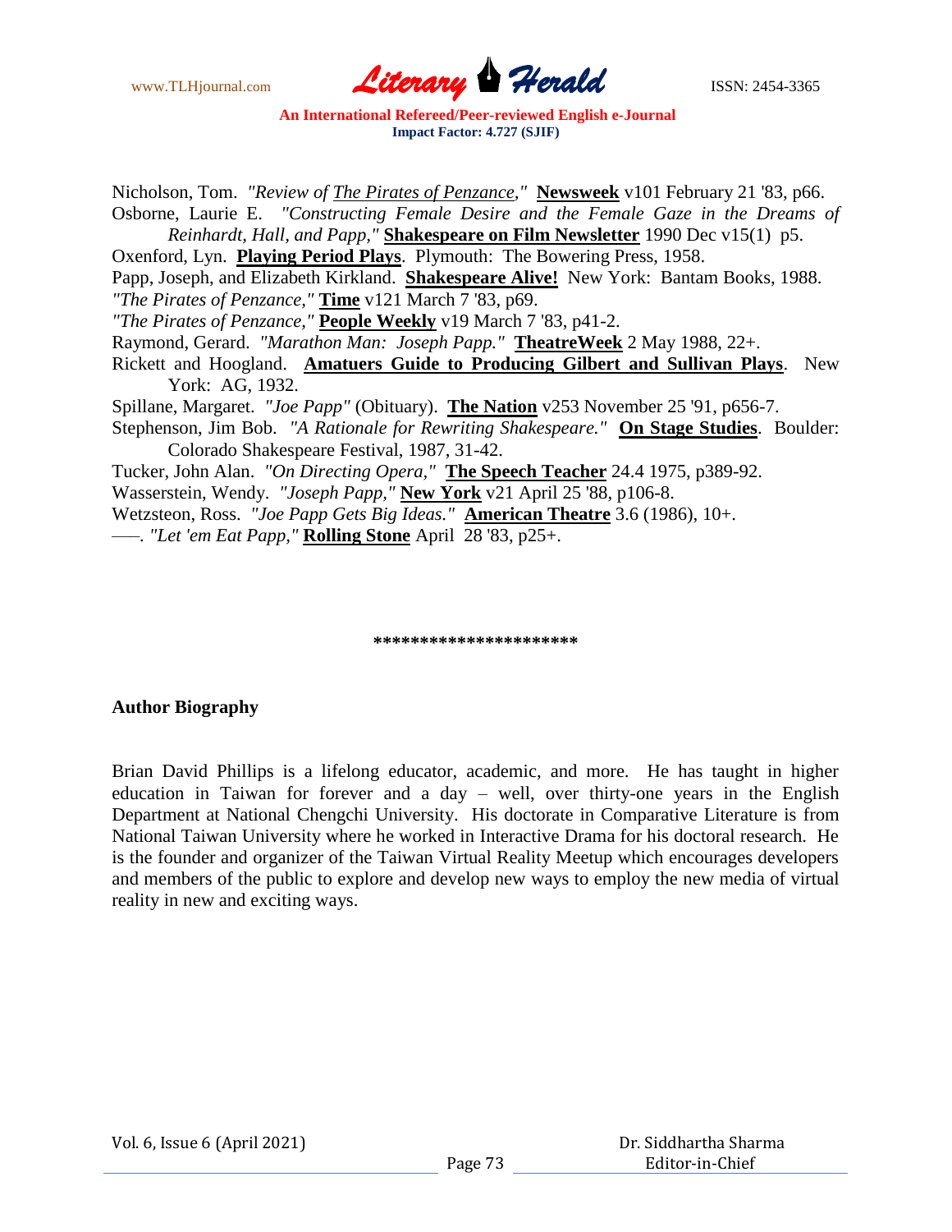Nicholson, Tom. *"Review of The Pirates of Penzance,"* **Newsweek** v101 February 21 '83, p66.

Osborne, Laurie E. *"Constructing Female Desire and the Female Gaze in the Dreams of Reinhardt, Hall, and Papp,"* **Shakespeare on Film Newsletter** 1990 Dec v15(1) p5.

Oxenford, Lyn. **Playing Period Plays**. Plymouth: The Bowering Press, 1958.

Papp, Joseph, and Elizabeth Kirkland. **Shakespeare Alive!** New York: Bantam Books, 1988.

*"The Pirates of Penzance,"* **Time** v121 March 7 '83, p69.

*"The Pirates of Penzance,"* **People Weekly** v19 March 7 '83, p41-2.

Raymond, Gerard. *"Marathon Man: Joseph Papp."* **TheatreWeek** 2 May 1988, 22+.

Rickett and Hoogland. **Amatuers Guide to Producing Gilbert and Sullivan Plays**. New York: AG, 1932.

Spillane, Margaret. *"Joe Papp"* (Obituary). **The Nation** v253 November 25 '91, p656-7.

Stephenson, Jim Bob. *"A Rationale for Rewriting Shakespeare."* **On Stage Studies**. Boulder: Colorado Shakespeare Festival, 1987, 31-42.

Tucker, John Alan. *"On Directing Opera,"* **The Speech Teacher** 24.4 1975, p389-92.

Wasserstein, Wendy. *"Joseph Papp,"* **New York** v21 April 25 '88, p106-8.

Wetzsteon, Ross. *"Joe Papp Gets Big Ideas."* **American Theatre** 3.6 (1986), 10+.

——. *"Let 'em Eat Papp,"* **Rolling Stone** April 28 '83, p25+.

**********************

**Author Biography**

Brian David Phillips is a lifelong educator, academic, and more. He has taught in higher education in Taiwan for forever and a day – well, over thirty-one years in the English Department at National Chengchi University. His doctorate in Comparative Literature is from National Taiwan University where he worked in Interactive Drama for his doctoral research. He is the founder and organizer of the Taiwan Virtual Reality Meetup which encourages developers and members of the public to explore and develop new ways to employ the new media of virtual reality in new and exciting ways.